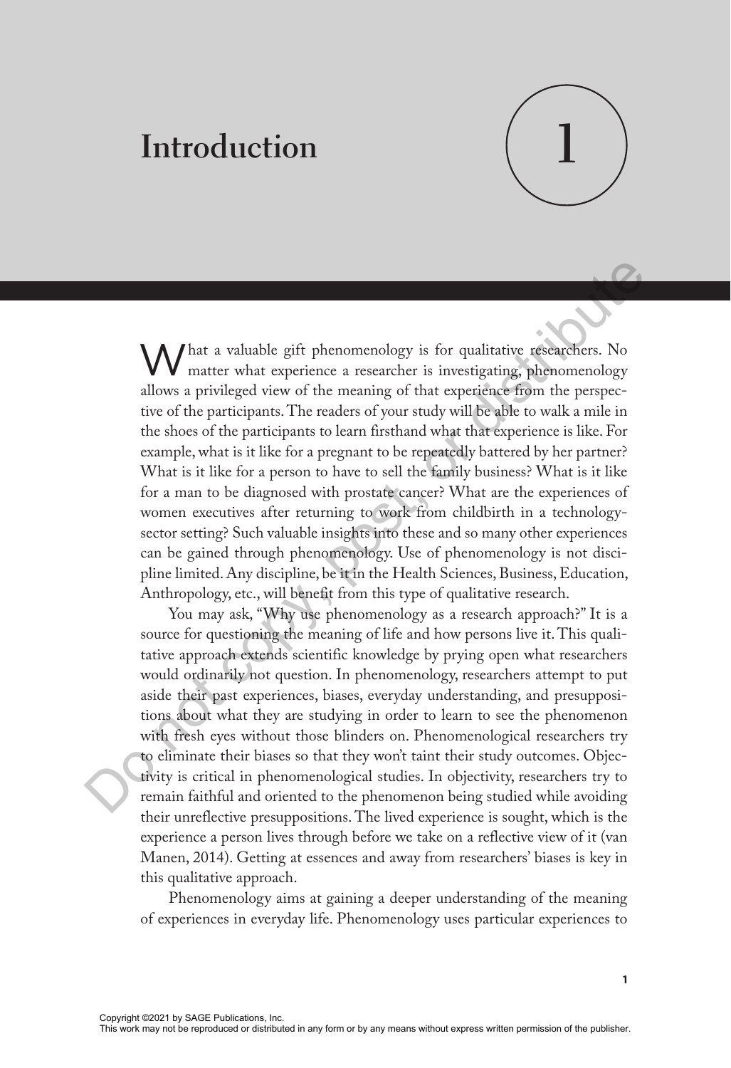# 1 Introduction

What a valuable gift phenomenology is for qualitative researchers. No matter what experience a researcher is investigating, phenomenology allows a privileged view of the meaning of that experience from the perspective of the participants. The readers of your study will be able to walk a mile in the shoes of the participants to learn firsthand what that experience is like. For example, what is it like for a pregnant to be repeatedly battered by her partner? What is it like for a person to have to sell the family business? What is it like for a man to be diagnosed with prostate cancer? What are the experiences of women executives after returning to work from childbirth in a technology-sector setting? Such valuable insights into these and so many other experiences can be gained through phenomenology. Use of phenomenology is not discipline limited. Any discipline, be it in the Health Sciences, Business, Education, Anthropology, etc., will benefit from this type of qualitative research.

You may ask, "Why use phenomenology as a research approach?" It is a source for questioning the meaning of life and how persons live it. This qualitative approach extends scientific knowledge by prying open what researchers would ordinarily not question. In phenomenology, researchers attempt to put aside their past experiences, biases, everyday understanding, and presuppositions about what they are studying in order to learn to see the phenomenon with fresh eyes without those blinders on. Phenomenological researchers try to eliminate their biases so that they won't taint their study outcomes. Objectivity is critical in phenomenological studies. In objectivity, researchers try to remain faithful and oriented to the phenomenon being studied while avoiding their unreflective presuppositions. The lived experience is sought, which is the experience a person lives through before we take on a reflective view of it (van Manen, 2014). Getting at essences and away from researchers' biases is key in this qualitative approach.

Phenomenology aims at gaining a deeper understanding of the meaning of experiences in everyday life. Phenomenology uses particular experiences to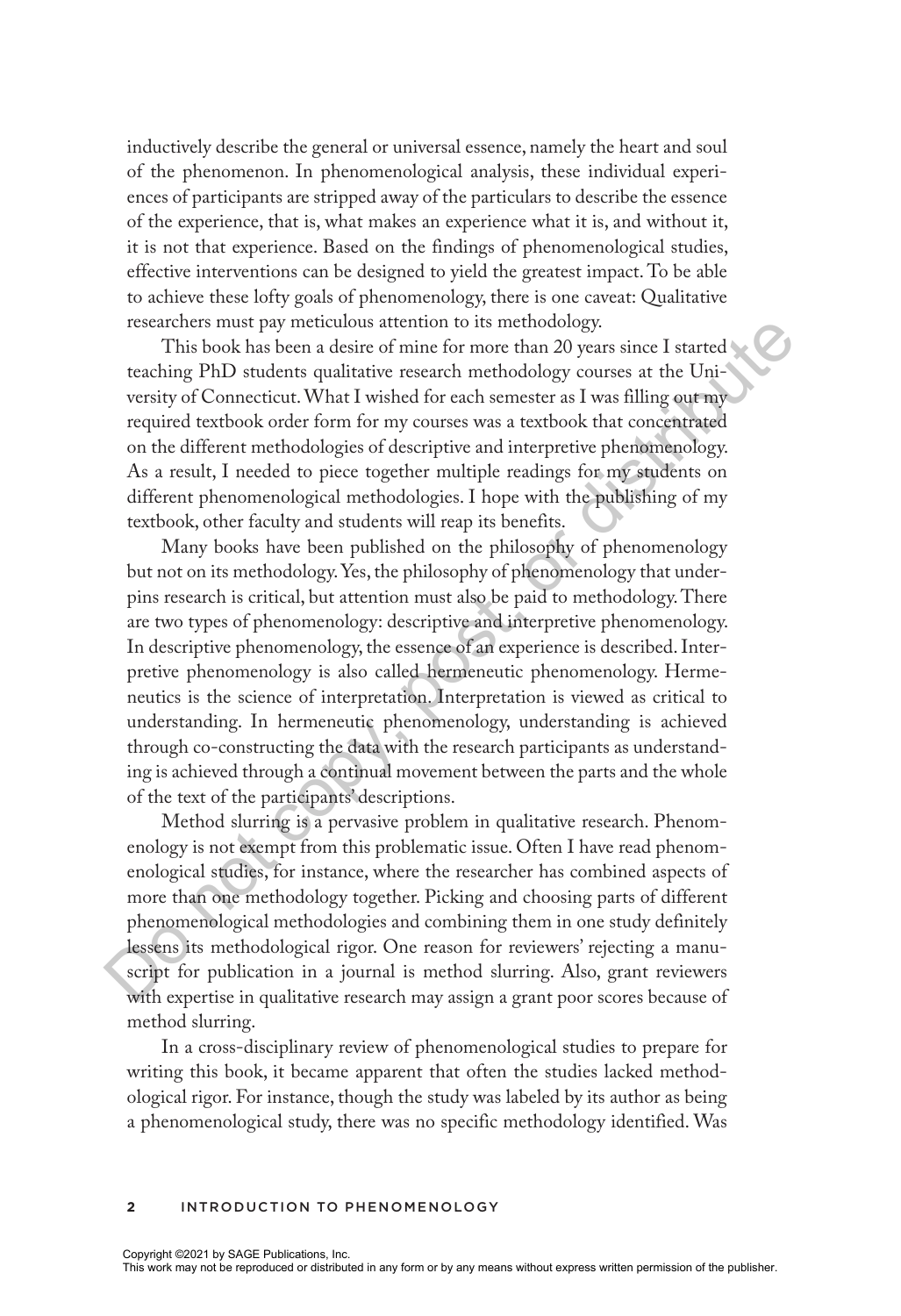inductively describe the general or universal essence, namely the heart and soul of the phenomenon. In phenomenological analysis, these individual experiences of participants are stripped away of the particulars to describe the essence of the experience, that is, what makes an experience what it is, and without it, it is not that experience. Based on the findings of phenomenological studies, effective interventions can be designed to yield the greatest impact. To be able to achieve these lofty goals of phenomenology, there is one caveat: Qualitative researchers must pay meticulous attention to its methodology.

This book has been a desire of mine for more than 20 years since I started teaching PhD students qualitative research methodology courses at the University of Connecticut. What I wished for each semester as I was filling out my required textbook order form for my courses was a textbook that concentrated on the different methodologies of descriptive and interpretive phenomenology. As a result, I needed to piece together multiple readings for my students on different phenomenological methodologies. I hope with the publishing of my textbook, other faculty and students will reap its benefits.

Many books have been published on the philosophy of phenomenology but not on its methodology. Yes, the philosophy of phenomenology that underpins research is critical, but attention must also be paid to methodology. There are two types of phenomenology: descriptive and interpretive phenomenology. In descriptive phenomenology, the essence of an experience is described. Interpretive phenomenology is also called hermeneutic phenomenology. Hermeneutics is the science of interpretation. Interpretation is viewed as critical to understanding. In hermeneutic phenomenology, understanding is achieved through co-constructing the data with the research participants as understanding is achieved through a continual movement between the parts and the whole of the text of the participants' descriptions.

Method slurring is a pervasive problem in qualitative research. Phenomenology is not exempt from this problematic issue. Often I have read phenomenological studies, for instance, where the researcher has combined aspects of more than one methodology together. Picking and choosing parts of different phenomenological methodologies and combining them in one study definitely lessens its methodological rigor. One reason for reviewers' rejecting a manuscript for publication in a journal is method slurring. Also, grant reviewers with expertise in qualitative research may assign a grant poor scores because of method slurring.

In a cross-disciplinary review of phenomenological studies to prepare for writing this book, it became apparent that often the studies lacked methodological rigor. For instance, though the study was labeled by its author as being a phenomenological study, there was no specific methodology identified. Was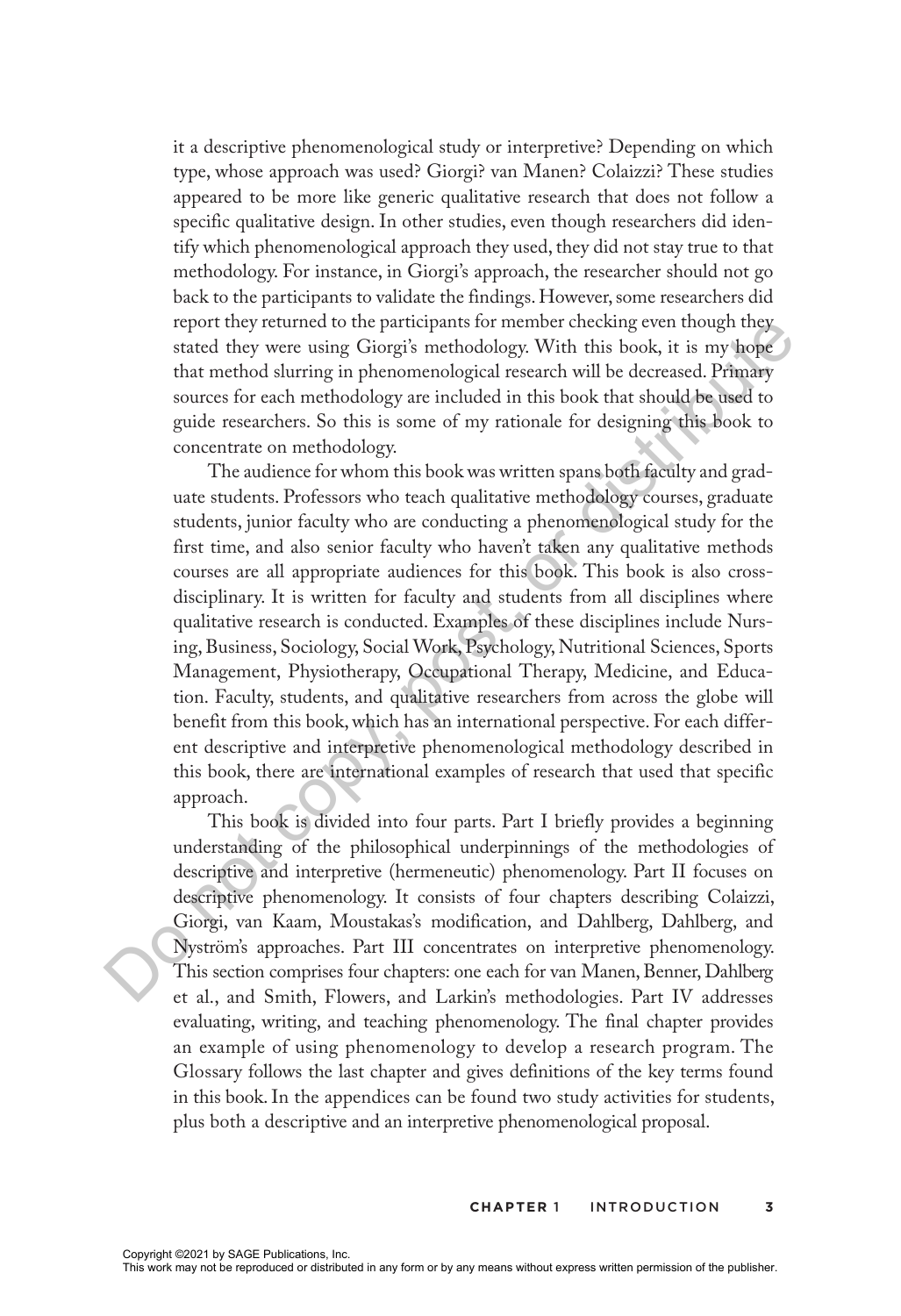it a descriptive phenomenological study or interpretive? Depending on which type, whose approach was used? Giorgi? van Manen? Colaizzi? These studies appeared to be more like generic qualitative research that does not follow a specific qualitative design. In other studies, even though researchers did identify which phenomenological approach they used, they did not stay true to that methodology. For instance, in Giorgi's approach, the researcher should not go back to the participants to validate the findings. However, some researchers did report they returned to the participants for member checking even though they stated they were using Giorgi's methodology. With this book, it is my hope that method slurring in phenomenological research will be decreased. Primary sources for each methodology are included in this book that should be used to guide researchers. So this is some of my rationale for designing this book to concentrate on methodology.

The audience for whom this book was written spans both faculty and graduate students. Professors who teach qualitative methodology courses, graduate students, junior faculty who are conducting a phenomenological study for the first time, and also senior faculty who haven't taken any qualitative methods courses are all appropriate audiences for this book. This book is also cross-disciplinary. It is written for faculty and students from all disciplines where qualitative research is conducted. Examples of these disciplines include Nursing, Business, Sociology, Social Work, Psychology, Nutritional Sciences, Sports Management, Physiotherapy, Occupational Therapy, Medicine, and Education. Faculty, students, and qualitative researchers from across the globe will benefit from this book, which has an international perspective. For each different descriptive and interpretive phenomenological methodology described in this book, there are international examples of research that used that specific approach.

This book is divided into four parts. Part I briefly provides a beginning understanding of the philosophical underpinnings of the methodologies of descriptive and interpretive (hermeneutic) phenomenology. Part II focuses on descriptive phenomenology. It consists of four chapters describing Colaizzi, Giorgi, van Kaam, Moustakas's modification, and Dahlberg, Dahlberg, and Nyström's approaches. Part III concentrates on interpretive phenomenology. This section comprises four chapters: one each for van Manen, Benner, Dahlberg et al., and Smith, Flowers, and Larkin's methodologies. Part IV addresses evaluating, writing, and teaching phenomenology. The final chapter provides an example of using phenomenology to develop a research program. The Glossary follows the last chapter and gives definitions of the key terms found in this book. In the appendices can be found two study activities for students, plus both a descriptive and an interpretive phenomenological proposal.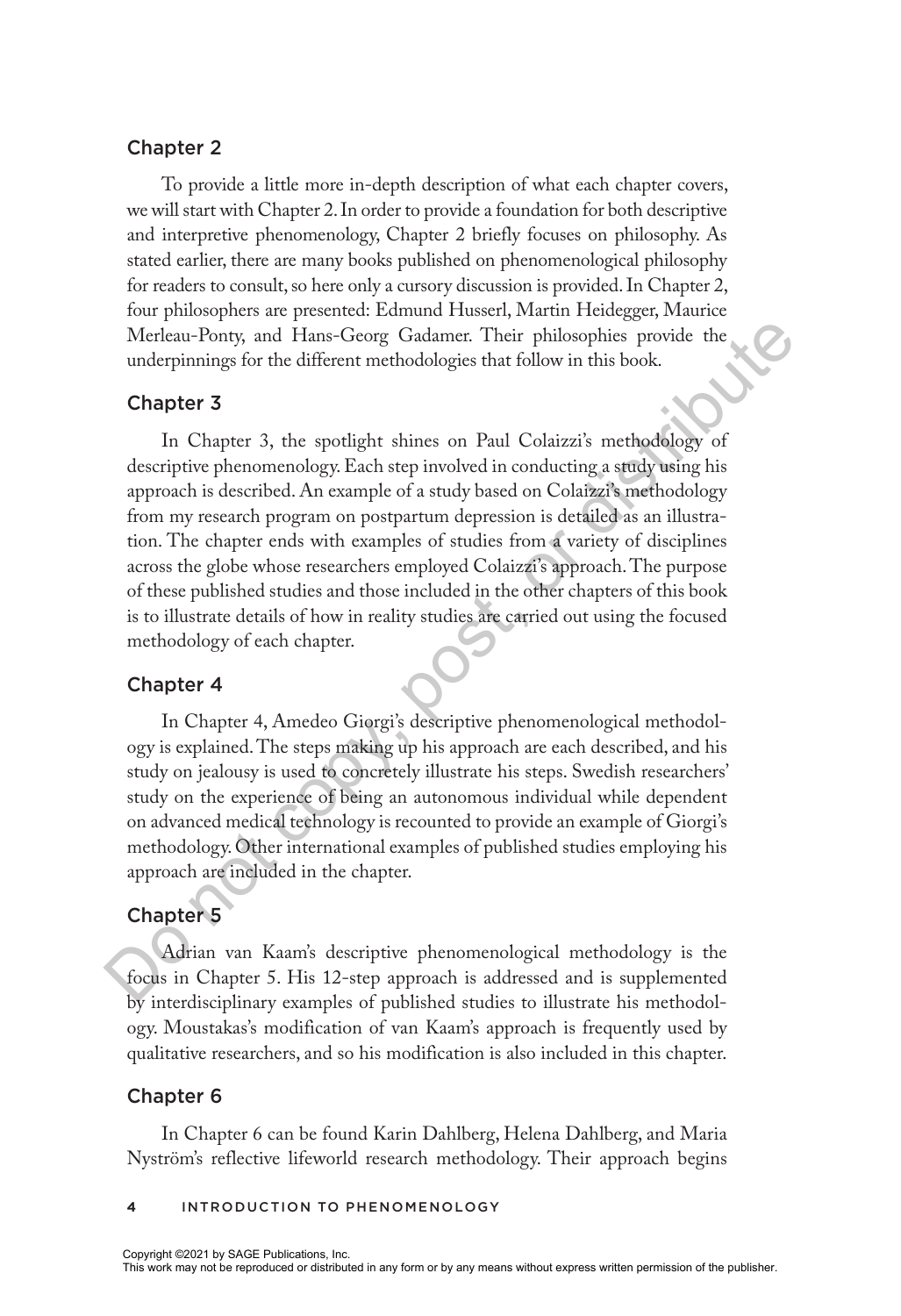## Chapter 2

To provide a little more in-depth description of what each chapter covers, we will start with Chapter 2. In order to provide a foundation for both descriptive and interpretive phenomenology, Chapter 2 briefly focuses on philosophy. As stated earlier, there are many books published on phenomenological philosophy for readers to consult, so here only a cursory discussion is provided. In Chapter 2, four philosophers are presented: Edmund Husserl, Martin Heidegger, Maurice Merleau-Ponty, and Hans-Georg Gadamer. Their philosophies provide the underpinnings for the different methodologies that follow in this book.

## Chapter 3

In Chapter 3, the spotlight shines on Paul Colaizzi's methodology of descriptive phenomenology. Each step involved in conducting a study using his approach is described. An example of a study based on Colaizzi's methodology from my research program on postpartum depression is detailed as an illustration. The chapter ends with examples of studies from a variety of disciplines across the globe whose researchers employed Colaizzi's approach. The purpose of these published studies and those included in the other chapters of this book is to illustrate details of how in reality studies are carried out using the focused methodology of each chapter.

## Chapter 4

In Chapter 4, Amedeo Giorgi's descriptive phenomenological methodology is explained. The steps making up his approach are each described, and his study on jealousy is used to concretely illustrate his steps. Swedish researchers' study on the experience of being an autonomous individual while dependent on advanced medical technology is recounted to provide an example of Giorgi's methodology. Other international examples of published studies employing his approach are included in the chapter.

## Chapter 5

Adrian van Kaam's descriptive phenomenological methodology is the focus in Chapter 5. His 12-step approach is addressed and is supplemented by interdisciplinary examples of published studies to illustrate his methodology. Moustakas's modification of van Kaam's approach is frequently used by qualitative researchers, and so his modification is also included in this chapter.

## Chapter 6

In Chapter 6 can be found Karin Dahlberg, Helena Dahlberg, and Maria Nyström's reflective lifeworld research methodology. Their approach begins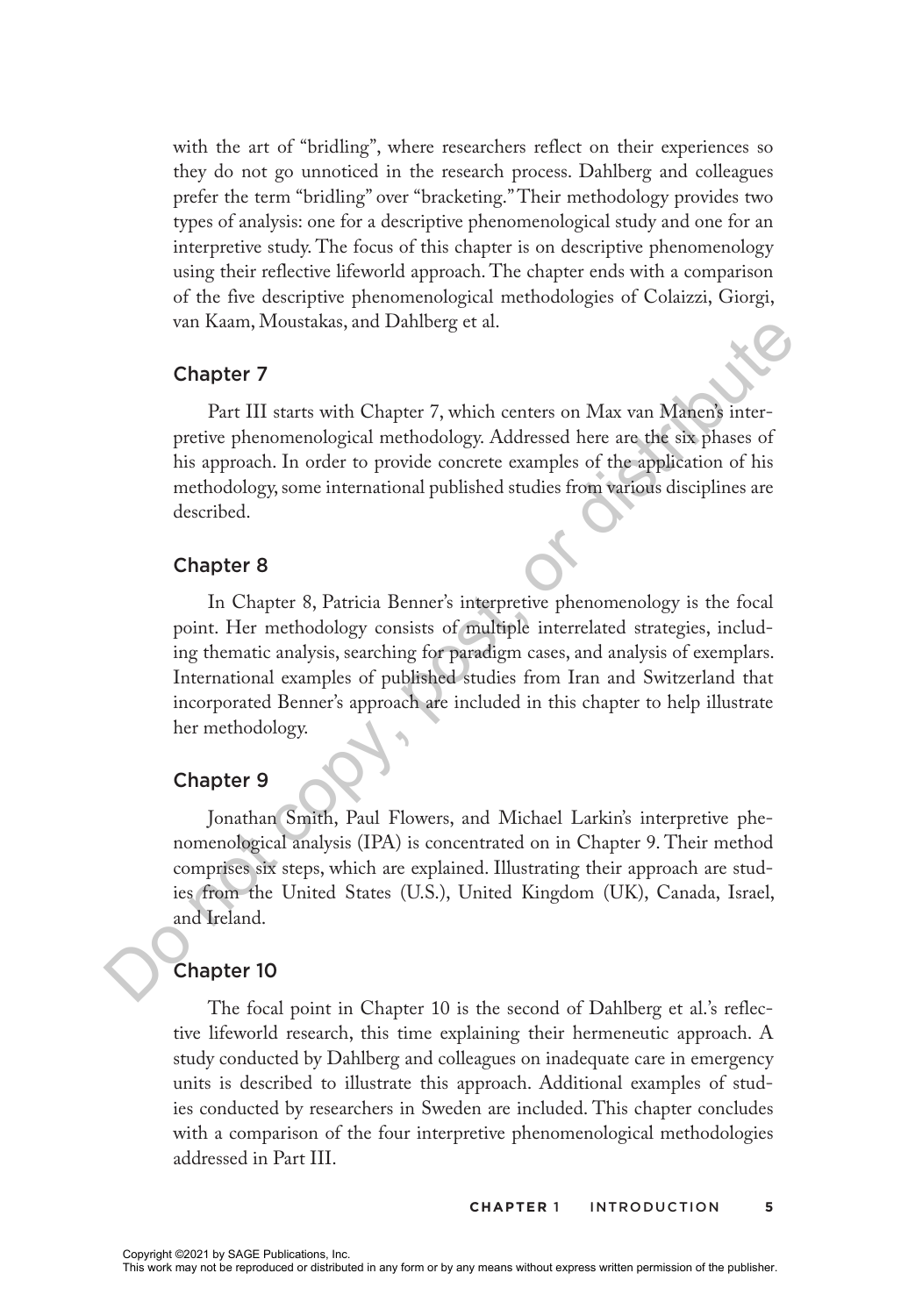with the art of "bridling", where researchers reflect on their experiences so they do not go unnoticed in the research process. Dahlberg and colleagues prefer the term "bridling" over "bracketing." Their methodology provides two types of analysis: one for a descriptive phenomenological study and one for an interpretive study. The focus of this chapter is on descriptive phenomenology using their reflective lifeworld approach. The chapter ends with a comparison of the five descriptive phenomenological methodologies of Colaizzi, Giorgi, van Kaam, Moustakas, and Dahlberg et al.

### Chapter 7

Part III starts with Chapter 7, which centers on Max van Manen's interpretive phenomenological methodology. Addressed here are the six phases of his approach. In order to provide concrete examples of the application of his methodology, some international published studies from various disciplines are described.

### Chapter 8

In Chapter 8, Patricia Benner's interpretive phenomenology is the focal point. Her methodology consists of multiple interrelated strategies, including thematic analysis, searching for paradigm cases, and analysis of exemplars. International examples of published studies from Iran and Switzerland that incorporated Benner's approach are included in this chapter to help illustrate her methodology.

### Chapter 9

Jonathan Smith, Paul Flowers, and Michael Larkin's interpretive phenomenological analysis (IPA) is concentrated on in Chapter 9. Their method comprises six steps, which are explained. Illustrating their approach are studies from the United States (U.S.), United Kingdom (UK), Canada, Israel, and Ireland.

### Chapter 10

The focal point in Chapter 10 is the second of Dahlberg et al.'s reflective lifeworld research, this time explaining their hermeneutic approach. A study conducted by Dahlberg and colleagues on inadequate care in emergency units is described to illustrate this approach. Additional examples of studies conducted by researchers in Sweden are included. This chapter concludes with a comparison of the four interpretive phenomenological methodologies addressed in Part III.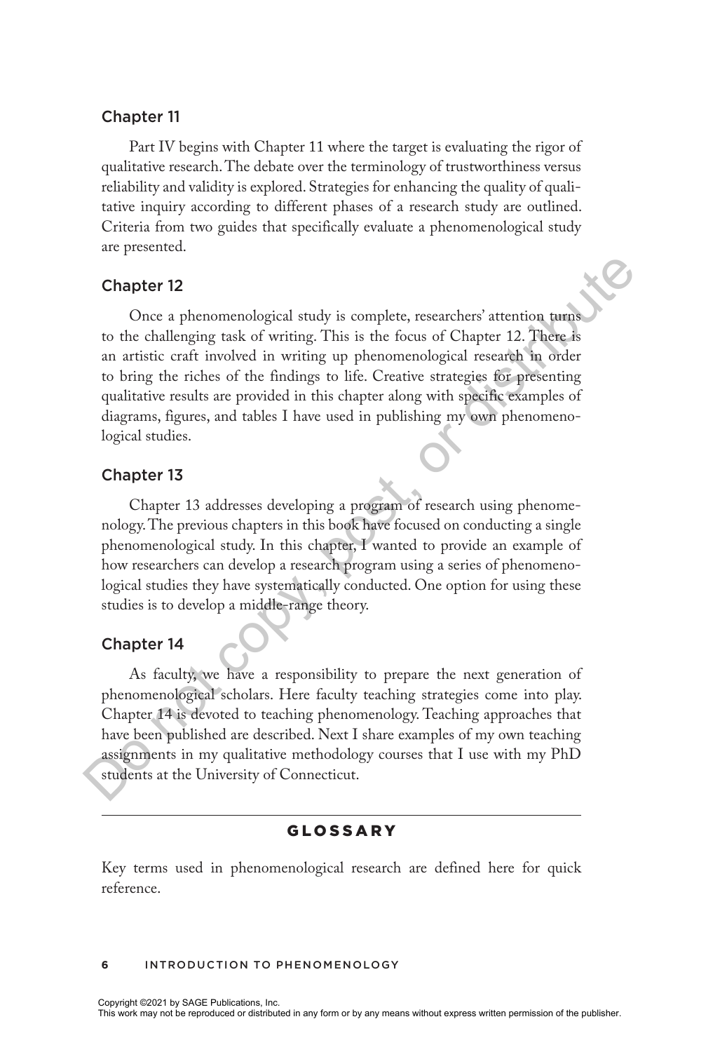## Chapter 11

Part IV begins with Chapter 11 where the target is evaluating the rigor of qualitative research. The debate over the terminology of trustworthiness versus reliability and validity is explored. Strategies for enhancing the quality of qualitative inquiry according to different phases of a research study are outlined. Criteria from two guides that specifically evaluate a phenomenological study are presented.

## Chapter 12

Once a phenomenological study is complete, researchers' attention turns to the challenging task of writing. This is the focus of Chapter 12. There is an artistic craft involved in writing up phenomenological research in order to bring the riches of the findings to life. Creative strategies for presenting qualitative results are provided in this chapter along with specific examples of diagrams, figures, and tables I have used in publishing my own phenomenological studies.

## Chapter 13

Chapter 13 addresses developing a program of research using phenomenology. The previous chapters in this book have focused on conducting a single phenomenological study. In this chapter, I wanted to provide an example of how researchers can develop a research program using a series of phenomenological studies they have systematically conducted. One option for using these studies is to develop a middle-range theory.

## Chapter 14

As faculty, we have a responsibility to prepare the next generation of phenomenological scholars. Here faculty teaching strategies come into play. Chapter 14 is devoted to teaching phenomenology. Teaching approaches that have been published are described. Next I share examples of my own teaching assignments in my qualitative methodology courses that I use with my PhD students at the University of Connecticut.

---

# GLOSSARY

Key terms used in phenomenological research are defined here for quick reference.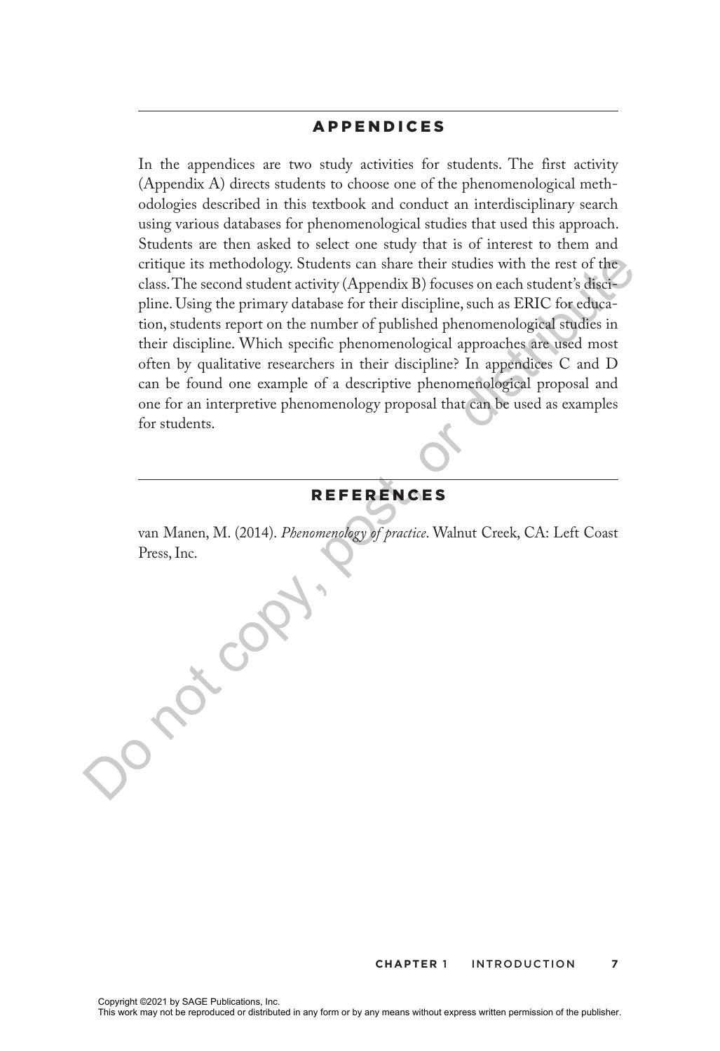## APPENDICES

In the appendices are two study activities for students. The first activity (Appendix A) directs students to choose one of the phenomenological methodologies described in this textbook and conduct an interdisciplinary search using various databases for phenomenological studies that used this approach. Students are then asked to select one study that is of interest to them and critique its methodology. Students can share their studies with the rest of the class. The second student activity (Appendix B) focuses on each student's discipline. Using the primary database for their discipline, such as ERIC for education, students report on the number of published phenomenological studies in their discipline. Which specific phenomenological approaches are used most often by qualitative researchers in their discipline? In appendices C and D can be found one example of a descriptive phenomenological proposal and one for an interpretive phenomenology proposal that can be used as examples for students.

## REFERENCES

van Manen, M. (2014). *Phenomenology of practice*. Walnut Creek, CA: Left Coast Press, Inc.